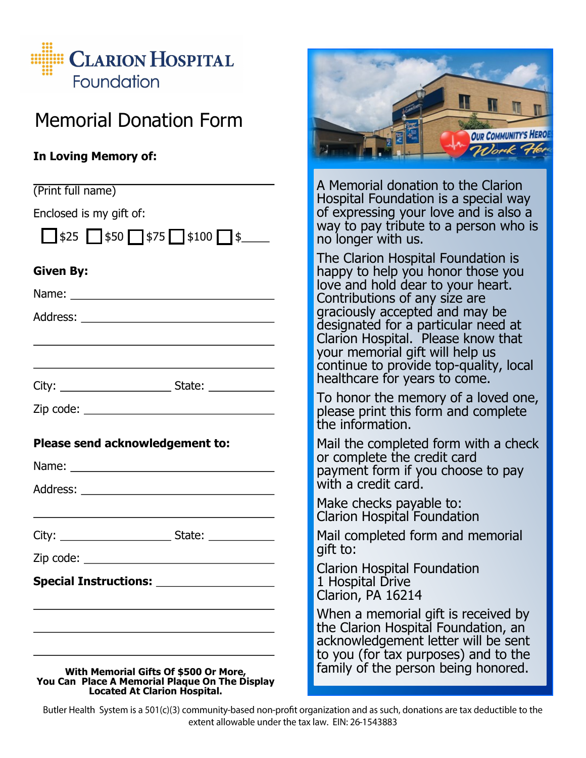# Clarion Hospital Foundation

## Memorial Donation Form

**In Loving Memory of:**

\_\_\_\_\_\_\_\_\_\_\_\_\_\_\_\_\_\_\_\_\_\_\_\_\_\_\_\_\_\_\_\_\_\_\_\_
(Print full name)

Enclosed is my gift of:

☐ $25 ☐ $50 ☐ $75 ☐ $100 ☐ $\_\_\_\_\_

**Given By:**

Name: \_\_\_\_\_\_\_\_\_\_\_\_\_\_\_\_\_\_\_\_\_\_\_\_\_\_\_\_\_\_

Address: \_\_\_\_\_\_\_\_\_\_\_\_\_\_\_\_\_\_\_\_\_\_\_\_\_\_\_\_\_\_

\_\_\_\_\_\_\_\_\_\_\_\_\_\_\_\_\_\_\_\_\_\_\_\_\_\_\_\_\_\_\_\_\_\_\_\_

\_\_\_\_\_\_\_\_\_\_\_\_\_\_\_\_\_\_\_\_\_\_\_\_\_\_\_\_\_\_\_\_\_\_\_\_

City: \_\_\_\_\_\_\_\_\_\_\_\_\_\_\_\_ State: \_\_\_\_\_\_\_\_\_

Zip code: \_\_\_\_\_\_\_\_\_\_\_\_\_\_\_\_\_\_\_\_\_\_\_\_\_\_\_\_

**Please send acknowledgement to:**

Name: \_\_\_\_\_\_\_\_\_\_\_\_\_\_\_\_\_\_\_\_\_\_\_\_\_\_\_\_\_\_

Address: \_\_\_\_\_\_\_\_\_\_\_\_\_\_\_\_\_\_\_\_\_\_\_\_\_\_\_\_\_\_

\_\_\_\_\_\_\_\_\_\_\_\_\_\_\_\_\_\_\_\_\_\_\_\_\_\_\_\_\_\_\_\_\_\_\_\_

City: \_\_\_\_\_\_\_\_\_\_\_\_\_\_\_\_ State: \_\_\_\_\_\_\_\_\_

Zip code: \_\_\_\_\_\_\_\_\_\_\_\_\_\_\_\_\_\_\_\_\_\_\_\_\_\_\_\_

**Special Instructions:** \_\_\_\_\_\_\_\_\_\_\_\_\_\_\_\_\_\_\_\_

\_\_\_\_\_\_\_\_\_\_\_\_\_\_\_\_\_\_\_\_\_\_\_\_\_\_\_\_\_\_\_\_\_\_\_\_

\_\_\_\_\_\_\_\_\_\_\_\_\_\_\_\_\_\_\_\_\_\_\_\_\_\_\_\_\_\_\_\_\_\_\_\_

\_\_\_\_\_\_\_\_\_\_\_\_\_\_\_\_\_\_\_\_\_\_\_\_\_\_\_\_\_\_\_\_\_\_\_\_

**With Memorial Gifts Of $500 Or More, You Can Place A Memorial Plaque On The Display Located At Clarion Hospital.**

Our Community's Heroes Work Here

A Memorial donation to the Clarion Hospital Foundation is a special way of expressing your love and is also a way to pay tribute to a person who is no longer with us.

The Clarion Hospital Foundation is happy to help you honor those you love and hold dear to your heart. Contributions of any size are graciously accepted and may be designated for a particular need at Clarion Hospital. Please know that your memorial gift will help us continue to provide top-quality, local healthcare for years to come.

To honor the memory of a loved one, please print this form and complete the information.

Mail the completed form with a check or complete the credit card payment form if you choose to pay with a credit card.

Make checks payable to:
Clarion Hospital Foundation

Mail completed form and memorial gift to:

Clarion Hospital Foundation
1 Hospital Drive
Clarion, PA 16214

When a memorial gift is received by the Clarion Hospital Foundation, an acknowledgement letter will be sent to you (for tax purposes) and to the family of the person being honored.

Butler Health System is a 501(c)(3) community-based non-profit organization and as such, donations are tax deductible to the extent allowable under the tax law. EIN: 26-1543883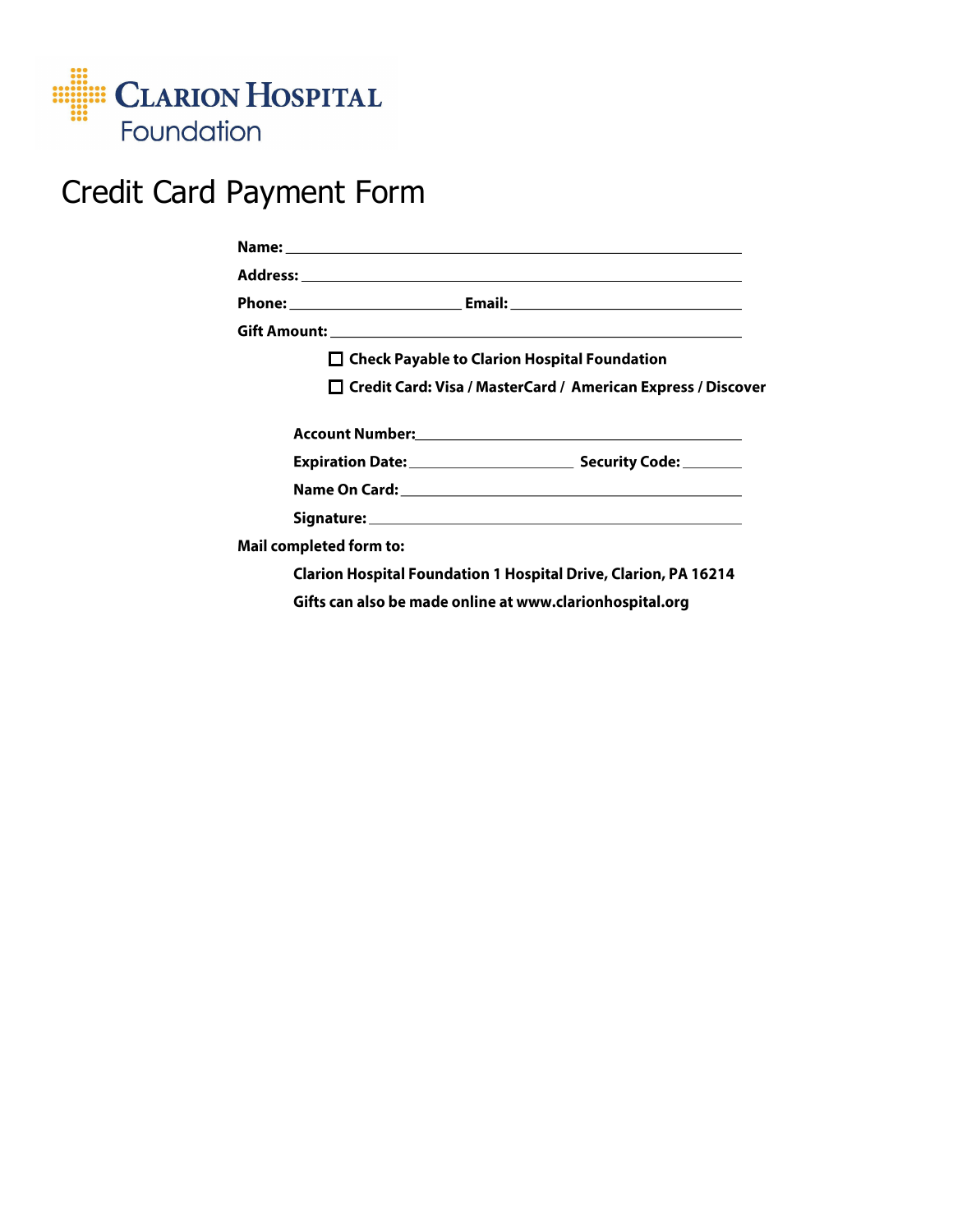Clarion Hospital Foundation

# Credit Card Payment Form

**Name:** \_\_\_\_\_\_\_\_\_\_\_\_\_\_\_\_\_\_\_\_\_\_\_\_\_\_\_\_\_\_\_\_\_\_\_\_\_\_\_\_

**Address:** \_\_\_\_\_\_\_\_\_\_\_\_\_\_\_\_\_\_\_\_\_\_\_\_\_\_\_\_\_\_\_\_\_\_\_\_\_\_

**Phone:** \_\_\_\_\_\_\_\_\_\_\_\_\_\_\_\_ **Email:** \_\_\_\_\_\_\_\_\_\_\_\_\_\_\_\_\_\_\_\_

**Gift Amount:** \_\_\_\_\_\_\_\_\_\_\_\_\_\_\_\_\_\_\_\_\_\_\_\_\_\_\_\_\_\_\_\_\_\_\_\_

☐ **Check Payable to Clarion Hospital Foundation**

☐ **Credit Card: Visa / MasterCard / American Express / Discover**

**Account Number:** \_\_\_\_\_\_\_\_\_\_\_\_\_\_\_\_\_\_\_\_\_\_\_\_\_\_\_\_\_\_\_\_

**Expiration Date:** \_\_\_\_\_\_\_\_\_\_\_\_\_\_\_ **Security Code:** \_\_\_\_\_\_

**Name On Card:** \_\_\_\_\_\_\_\_\_\_\_\_\_\_\_\_\_\_\_\_\_\_\_\_\_\_\_\_\_\_\_\_\_

**Signature:** \_\_\_\_\_\_\_\_\_\_\_\_\_\_\_\_\_\_\_\_\_\_\_\_\_\_\_\_\_\_\_\_\_\_\_\_

**Mail completed form to:**

**Clarion Hospital Foundation 1 Hospital Drive, Clarion, PA 16214**

**Gifts can also be made online at www.clarionhospital.org**